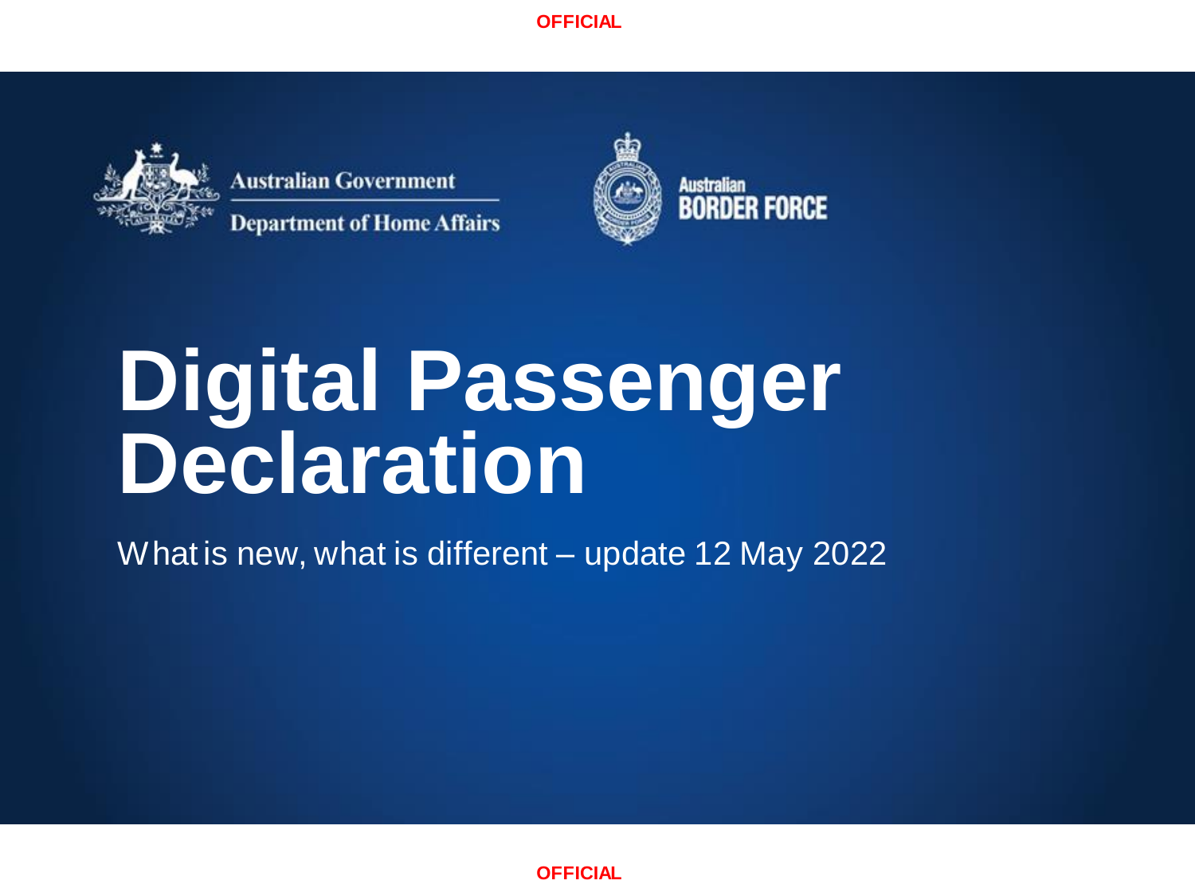Australian Government
Department of Home Affairs

Australian BORDER FORCE

# Digital Passenger Declaration

What is new, what is different – update 12 May 2022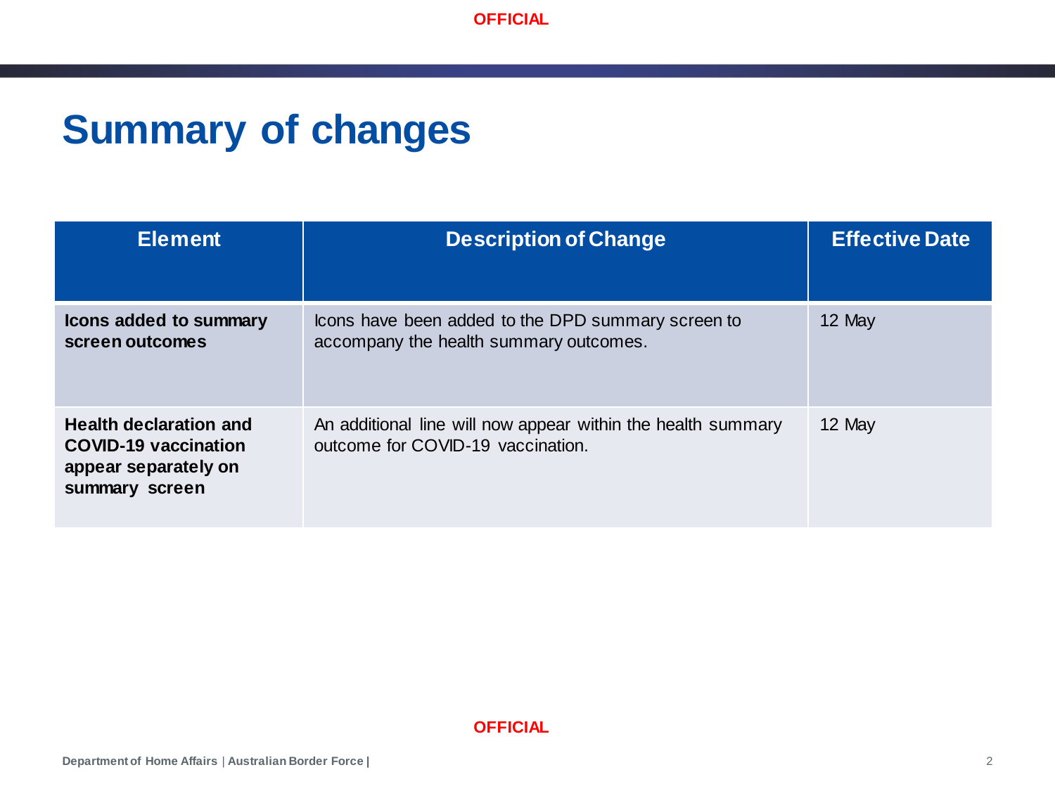# Summary of changes

| Element | Description of Change | Effective Date |
|---|---|---|
| **Icons added to summary screen outcomes** | Icons have been added to the DPD summary screen to accompany the health summary outcomes. | 12 May |
| **Health declaration and COVID-19 vaccination appear separately on summary screen** | An additional line will now appear within the health summary outcome for COVID-19 vaccination. | 12 May |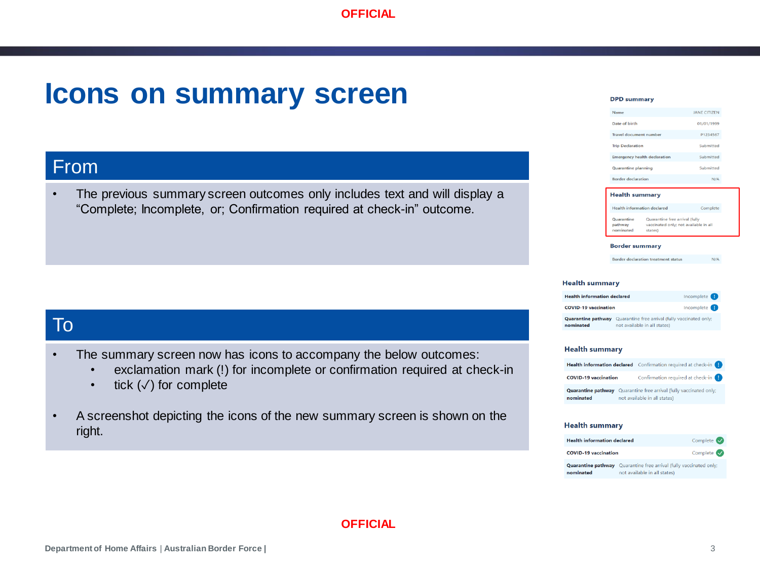OFFICIAL

# Icons on summary screen

## From

- The previous summary screen outcomes only includes text and will display a "Complete; Incomplete, or; Confirmation required at check-in" outcome.

## To

- The summary screen now has icons to accompany the below outcomes:
  - exclamation mark (!) for incomplete or confirmation required at check-in
  - tick (✓) for complete
- A screenshot depicting the icons of the new summary screen is shown on the right.

**DPD summary**

| | |
|---|---|
| Name | JANE CITIZEN |
| Date of birth | 01/01/1999 |
| Travel document number | P1234567 |
| Trip Declaration | Submitted |
| Emergency health declaration | Submitted |
| Quarantine planning | Submitted |
| Border declaration | N/A |

**Health summary**

| | |
|---|---|
| Health information declared | Complete |
| Quarantine pathway nominated | Quarantine free arrival (fully vaccinated only; not available in all states) |

**Border summary**

| | |
|---|---|
| Border declaration treatment status | N/A |

**Health summary**

| | |
|---|---|
| Health information declared | Incomplete ! |
| COVID-19 vaccination | Incomplete ! |
| Quarantine pathway nominated | Quarantine free arrival (fully vaccinated only; not available in all states) |

**Health summary**

| | |
|---|---|
| Health information declared | Confirmation required at check-in ! |
| COVID-19 vaccination | Confirmation required at check-in ! |
| Quarantine pathway nominated | Quarantine free arrival (fully vaccinated only; not available in all states) |

**Health summary**

| | |
|---|---|
| Health information declared | Complete ✓ |
| COVID-19 vaccination | Complete ✓ |
| Quarantine pathway nominated | Quarantine free arrival (fully vaccinated only; not available in all states) |

OFFICIAL

Department of Home Affairs | Australian Border Force |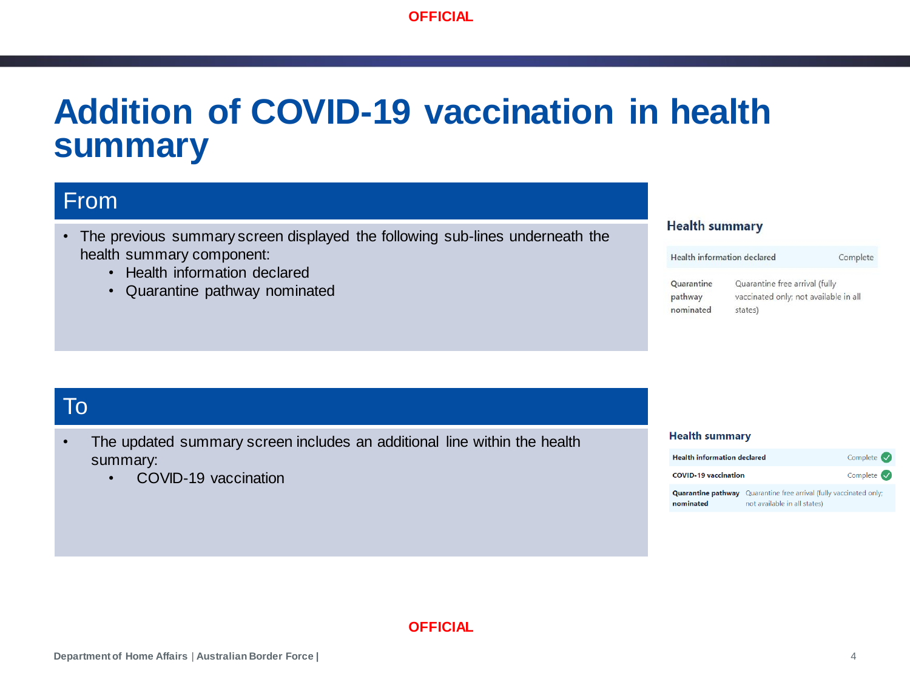# Addition of COVID-19 vaccination in health summary

## From

- The previous summary screen displayed the following sub-lines underneath the health summary component:
  - Health information declared
  - Quarantine pathway nominated

**Health summary**

| | |
|---|---|
| Health information declared | Complete |
| Quarantine pathway nominated | Quarantine free arrival (fully vaccinated only; not available in all states) |

## To

- The updated summary screen includes an additional line within the health summary:
  - COVID-19 vaccination

**Health summary**

| | |
|---|---|
| **Health information declared** | Complete ✓ |
| **COVID-19 vaccination** | Complete ✓ |
| **Quarantine pathway nominated** | Quarantine free arrival (fully vaccinated only; not available in all states) |